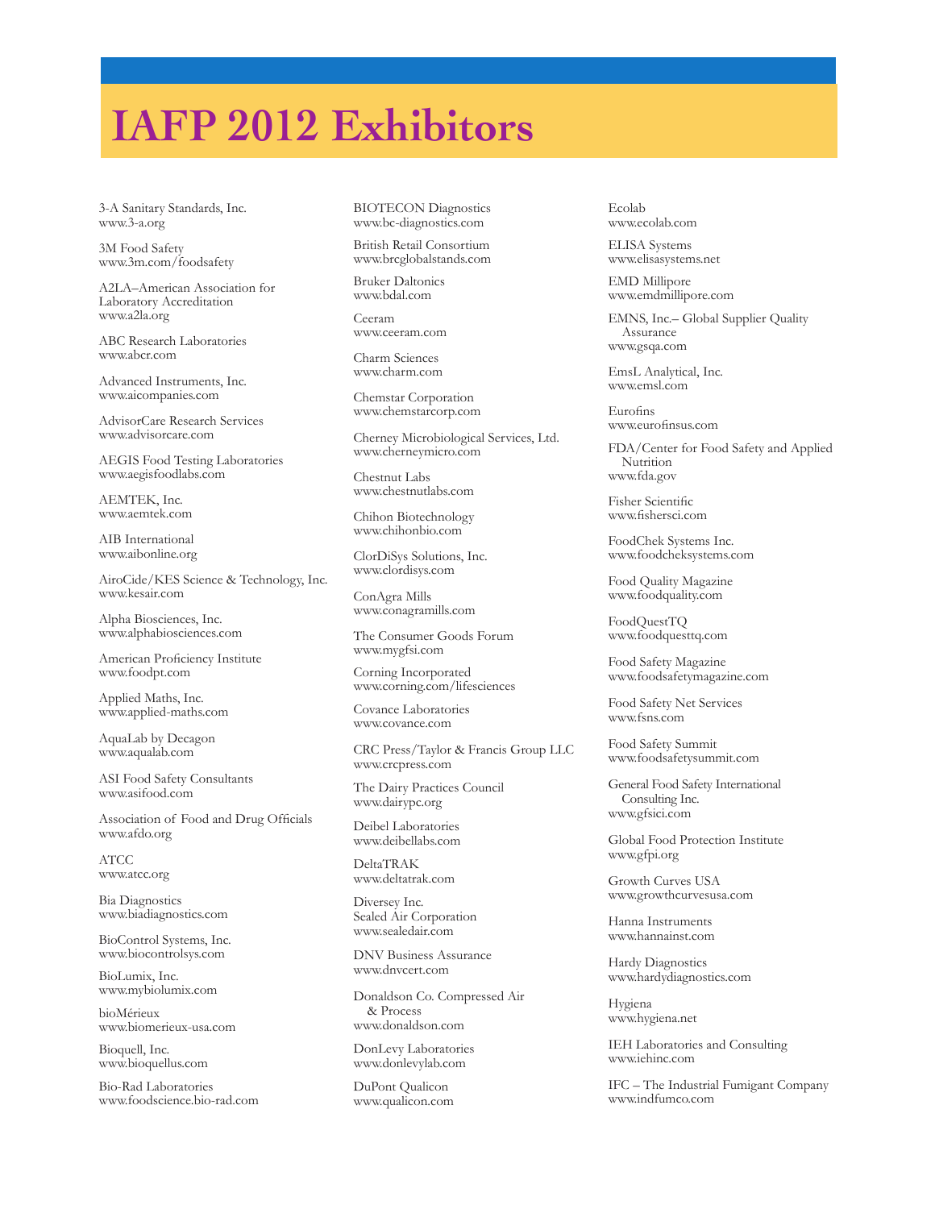# IAFP 2012 Exhibitors

3-A Sanitary Standards, Inc.
www.3-a.org

3M Food Safety
www.3m.com/foodsafety

A2LA–American Association for Laboratory Accreditation
www.a2la.org

ABC Research Laboratories
www.abcr.com

Advanced Instruments, Inc.
www.aicompanies.com

AdvisorCare Research Services
www.advisorcare.com

AEGIS Food Testing Laboratories
www.aegisfoodlabs.com

AEMTEK, Inc.
www.aemtek.com

AIB International
www.aibonline.org

AiroCide/KES Science & Technology, Inc.
www.kesair.com

Alpha Biosciences, Inc.
www.alphabiosciences.com

American Proficiency Institute
www.foodpt.com

Applied Maths, Inc.
www.applied-maths.com

AquaLab by Decagon
www.aqualab.com

ASI Food Safety Consultants
www.asifood.com

Association of Food and Drug Officials
www.afdo.org

ATCC
www.atcc.org

Bia Diagnostics
www.biadiagnostics.com

BioControl Systems, Inc.
www.biocontrolsys.com

BioLumix, Inc.
www.mybiolumix.com

bioMérieux
www.biomerieux-usa.com

Bioquell, Inc.
www.bioquellus.com

Bio-Rad Laboratories
www.foodscience.bio-rad.com

BIOTECON Diagnostics
www.bc-diagnostics.com

British Retail Consortium
www.brcglobalstands.com

Bruker Daltonics
www.bdal.com

Ceeram
www.ceeram.com

Charm Sciences
www.charm.com

Chemstar Corporation
www.chemstarcorp.com

Cherney Microbiological Services, Ltd.
www.cherneymicro.com

Chestnut Labs
www.chestnutlabs.com

Chihon Biotechnology
www.chihonbio.com

ClorDiSys Solutions, Inc.
www.clordisys.com

ConAgra Mills
www.conagramills.com

The Consumer Goods Forum
www.mygfsi.com

Corning Incorporated
www.corning.com/lifesciences

Covance Laboratories
www.covance.com

CRC Press/Taylor & Francis Group LLC
www.crcpress.com

The Dairy Practices Council
www.dairypc.org

Deibel Laboratories
www.deibellabs.com

DeltaTRAK
www.deltatrak.com

Diversey Inc.
Sealed Air Corporation
www.sealedair.com

DNV Business Assurance
www.dnvcert.com

Donaldson Co. Compressed Air & Process
www.donaldson.com

DonLevy Laboratories
www.donlevylab.com

DuPont Qualicon
www.qualicon.com

Ecolab
www.ecolab.com

ELISA Systems
www.elisasystems.net

EMD Millipore
www.emdmillipore.com

EMNS, Inc.– Global Supplier Quality Assurance
www.gsqa.com

EmsL Analytical, Inc.
www.emsl.com

Eurofins
www.eurofinsus.com

FDA/Center for Food Safety and Applied Nutrition
www.fda.gov

Fisher Scientific
www.fishersci.com

FoodChek Systems Inc.
www.foodcheksystems.com

Food Quality Magazine
www.foodquality.com

FoodQuestTQ
www.foodquesttq.com

Food Safety Magazine
www.foodsafetymagazine.com

Food Safety Net Services
www.fsns.com

Food Safety Summit
www.foodsafetysummit.com

General Food Safety International Consulting Inc.
www.gfsici.com

Global Food Protection Institute
www.gfpi.org

Growth Curves USA
www.growthcurvesusa.com

Hanna Instruments
www.hannainst.com

Hardy Diagnostics
www.hardydiagnostics.com

Hygiena
www.hygiena.net

IEH Laboratories and Consulting
www.iehinc.com

IFC – The Industrial Fumigant Company
www.indfumco.com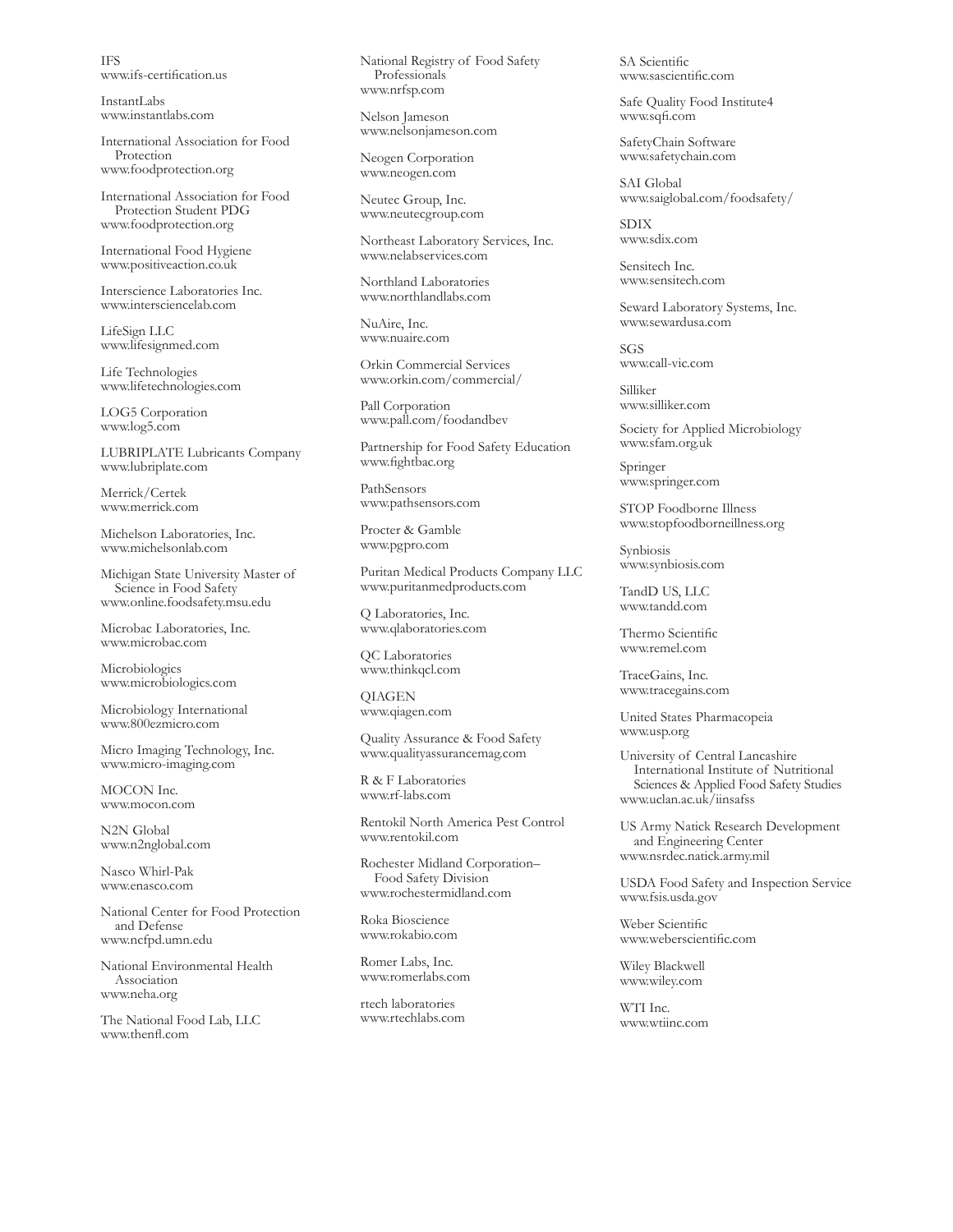IFS
www.ifs-certification.us

InstantLabs
www.instantlabs.com

International Association for Food Protection
www.foodprotection.org

International Association for Food Protection Student PDG
www.foodprotection.org

International Food Hygiene
www.positiveaction.co.uk

Interscience Laboratories Inc.
www.intersciencelab.com

LifeSign LLC
www.lifesignmed.com

Life Technologies
www.lifetechnologies.com

LOG5 Corporation
www.log5.com

LUBRIPLATE Lubricants Company
www.lubriplate.com

Merrick/Certek
www.merrick.com

Michelson Laboratories, Inc.
www.michelsonlab.com

Michigan State University Master of Science in Food Safety
www.online.foodsafety.msu.edu

Microbac Laboratories, Inc.
www.microbac.com

Microbiologics
www.microbiologics.com

Microbiology International
www.800ezmicro.com

Micro Imaging Technology, Inc.
www.micro-imaging.com

MOCON Inc.
www.mocon.com

N2N Global
www.n2nglobal.com

Nasco Whirl-Pak
www.enasco.com

National Center for Food Protection and Defense
www.ncfpd.umn.edu

National Environmental Health Association
www.neha.org

The National Food Lab, LLC
www.thenfl.com

National Registry of Food Safety Professionals
www.nrfsp.com

Nelson Jameson
www.nelsonjameson.com

Neogen Corporation
www.neogen.com

Neutec Group, Inc.
www.neutecgroup.com

Northeast Laboratory Services, Inc.
www.nelabservices.com

Northland Laboratories
www.northlandlabs.com

NuAire, Inc.
www.nuaire.com

Orkin Commercial Services
www.orkin.com/commercial/

Pall Corporation
www.pall.com/foodandbev

Partnership for Food Safety Education
www.fightbac.org

PathSensors
www.pathsensors.com

Procter & Gamble
www.pgpro.com

Puritan Medical Products Company LLC
www.puritanmedproducts.com

Q Laboratories, Inc.
www.qlaboratories.com

QC Laboratories
www.thinkqcl.com

QIAGEN
www.qiagen.com

Quality Assurance & Food Safety
www.qualityassurancemag.com

R & F Laboratories
www.rf-labs.com

Rentokil North America Pest Control
www.rentokil.com

Rochester Midland Corporation–Food Safety Division
www.rochestermidland.com

Roka Bioscience
www.rokabio.com

Romer Labs, Inc.
www.romerlabs.com

rtech laboratories
www.rtechlabs.com

SA Scientific
www.sascientific.com

Safe Quality Food Institute4
www.sqfi.com

SafetyChain Software
www.safetychain.com

SAI Global
www.saiglobal.com/foodsafety/

SDIX
www.sdix.com

Sensitech Inc.
www.sensitech.com

Seward Laboratory Systems, Inc.
www.sewardusa.com

SGS
www.call-vic.com

Silliker
www.silliker.com

Society for Applied Microbiology
www.sfam.org.uk

Springer
www.springer.com

STOP Foodborne Illness
www.stopfoodborneillness.org

Synbiosis
www.synbiosis.com

TandD US, LLC
www.tandd.com

Thermo Scientific
www.remel.com

TraceGains, Inc.
www.tracegains.com

United States Pharmacopeia
www.usp.org

University of Central Lancashire International Institute of Nutritional Sciences & Applied Food Safety Studies
www.uclan.ac.uk/iinsafss

US Army Natick Research Development and Engineering Center
www.nsrdec.natick.army.mil

USDA Food Safety and Inspection Service
www.fsis.usda.gov

Weber Scientific
www.weberscientific.com

Wiley Blackwell
www.wiley.com

WTI Inc.
www.wtiinc.com